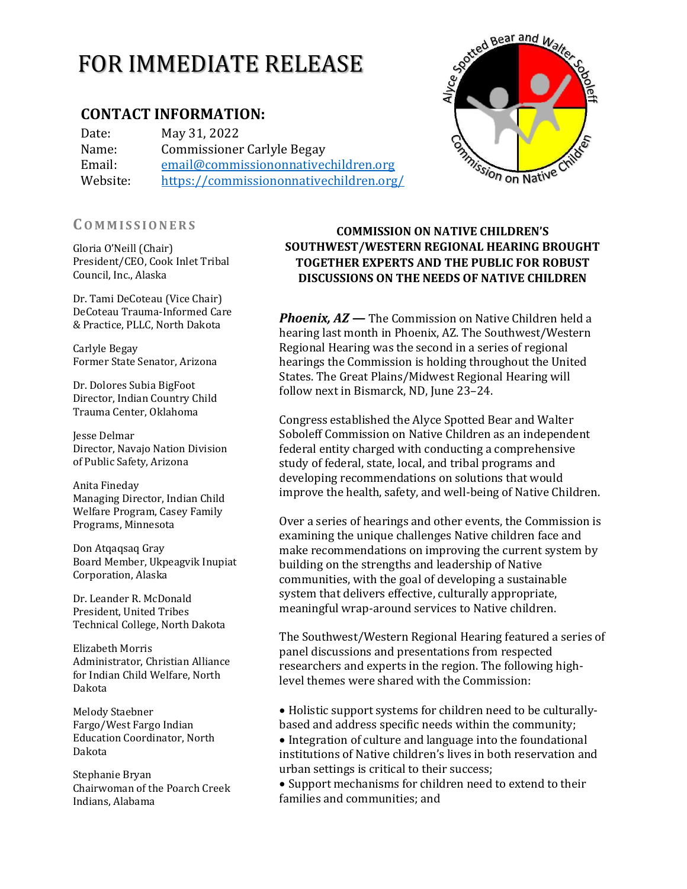# FOR IMMEDIATE RELEASE

## CONTACT INFORMATION:

Date: May 31, 2022
Name: Commissioner Carlyle Begay
Email: email@commissiononnativechildren.org
Website: https://commissiononnativechildren.org/

### COMMISSIONERS

Gloria O'Neill (Chair)
President/CEO, Cook Inlet Tribal Council, Inc., Alaska

Dr. Tami DeCoteau (Vice Chair)
DeCoteau Trauma-Informed Care & Practice, PLLC, North Dakota

Carlyle Begay
Former State Senator, Arizona

Dr. Dolores Subia BigFoot
Director, Indian Country Child Trauma Center, Oklahoma

Jesse Delmar
Director, Navajo Nation Division of Public Safety, Arizona

Anita Fineday
Managing Director, Indian Child Welfare Program, Casey Family Programs, Minnesota

Don Atqaqsaq Gray
Board Member, Ukpeagvik Inupiat Corporation, Alaska

Dr. Leander R. McDonald
President, United Tribes Technical College, North Dakota

Elizabeth Morris
Administrator, Christian Alliance for Indian Child Welfare, North Dakota

Melody Staebner
Fargo/West Fargo Indian Education Coordinator, North Dakota

Stephanie Bryan
Chairwoman of the Poarch Creek Indians, Alabama

**COMMISSION ON NATIVE CHILDREN'S SOUTHWEST/WESTERN REGIONAL HEARING BROUGHT TOGETHER EXPERTS AND THE PUBLIC FOR ROBUST DISCUSSIONS ON THE NEEDS OF NATIVE CHILDREN**

***Phoenix, AZ —*** The Commission on Native Children held a hearing last month in Phoenix, AZ. The Southwest/Western Regional Hearing was the second in a series of regional hearings the Commission is holding throughout the United States. The Great Plains/Midwest Regional Hearing will follow next in Bismarck, ND, June 23–24.

Congress established the Alyce Spotted Bear and Walter Soboleff Commission on Native Children as an independent federal entity charged with conducting a comprehensive study of federal, state, local, and tribal programs and developing recommendations on solutions that would improve the health, safety, and well-being of Native Children.

Over a series of hearings and other events, the Commission is examining the unique challenges Native children face and make recommendations on improving the current system by building on the strengths and leadership of Native communities, with the goal of developing a sustainable system that delivers effective, culturally appropriate, meaningful wrap-around services to Native children.

The Southwest/Western Regional Hearing featured a series of panel discussions and presentations from respected researchers and experts in the region. The following high-level themes were shared with the Commission:

- Holistic support systems for children need to be culturally-based and address specific needs within the community;
- Integration of culture and language into the foundational institutions of Native children's lives in both reservation and urban settings is critical to their success;
- Support mechanisms for children need to extend to their families and communities; and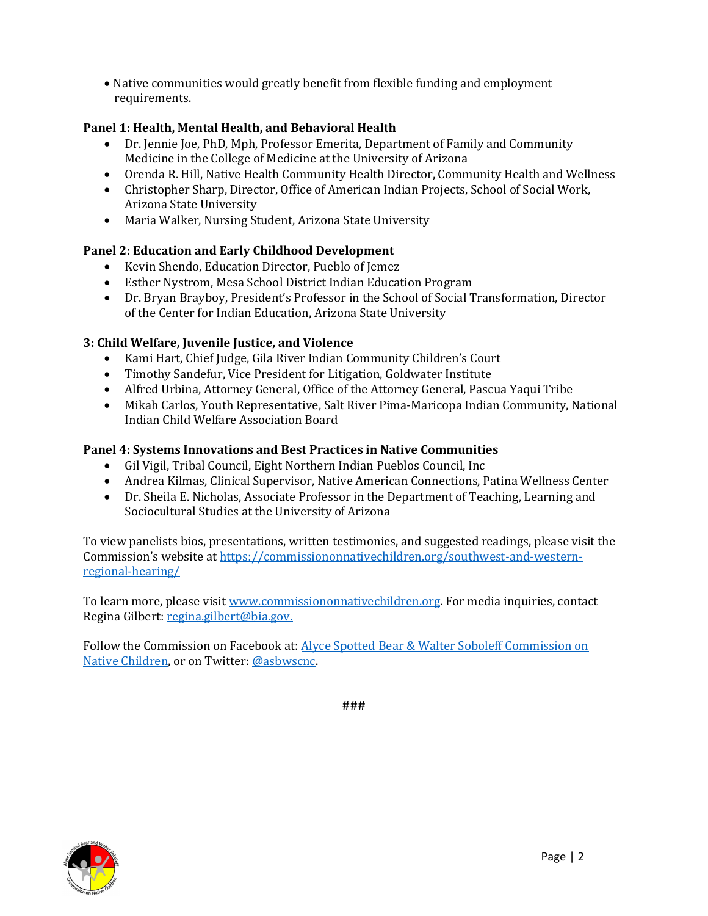- Native communities would greatly benefit from flexible funding and employment requirements.

**Panel 1: Health, Mental Health, and Behavioral Health**

- Dr. Jennie Joe, PhD, Mph, Professor Emerita, Department of Family and Community Medicine in the College of Medicine at the University of Arizona
- Orenda R. Hill, Native Health Community Health Director, Community Health and Wellness
- Christopher Sharp, Director, Office of American Indian Projects, School of Social Work, Arizona State University
- Maria Walker, Nursing Student, Arizona State University

**Panel 2: Education and Early Childhood Development**

- Kevin Shendo, Education Director, Pueblo of Jemez
- Esther Nystrom, Mesa School District Indian Education Program
- Dr. Bryan Brayboy, President's Professor in the School of Social Transformation, Director of the Center for Indian Education, Arizona State University

**3: Child Welfare, Juvenile Justice, and Violence**

- Kami Hart, Chief Judge, Gila River Indian Community Children's Court
- Timothy Sandefur, Vice President for Litigation, Goldwater Institute
- Alfred Urbina, Attorney General, Office of the Attorney General, Pascua Yaqui Tribe
- Mikah Carlos, Youth Representative, Salt River Pima-Maricopa Indian Community, National Indian Child Welfare Association Board

**Panel 4: Systems Innovations and Best Practices in Native Communities**

- Gil Vigil, Tribal Council, Eight Northern Indian Pueblos Council, Inc
- Andrea Kilmas, Clinical Supervisor, Native American Connections, Patina Wellness Center
- Dr. Sheila E. Nicholas, Associate Professor in the Department of Teaching, Learning and Sociocultural Studies at the University of Arizona

To view panelists bios, presentations, written testimonies, and suggested readings, please visit the Commission's website at [https://commissiononnativechildren.org/southwest-and-western-regional-hearing/](https://commissiononnativechildren.org/southwest-and-western-regional-hearing/)

To learn more, please visit [www.commissiononnativechildren.org](http://www.commissiononnativechildren.org). For media inquiries, contact Regina Gilbert: regina.gilbert@bia.gov.

Follow the Commission on Facebook at: Alyce Spotted Bear & Walter Soboleff Commission on Native Children, or on Twitter: @asbwscnc.

###